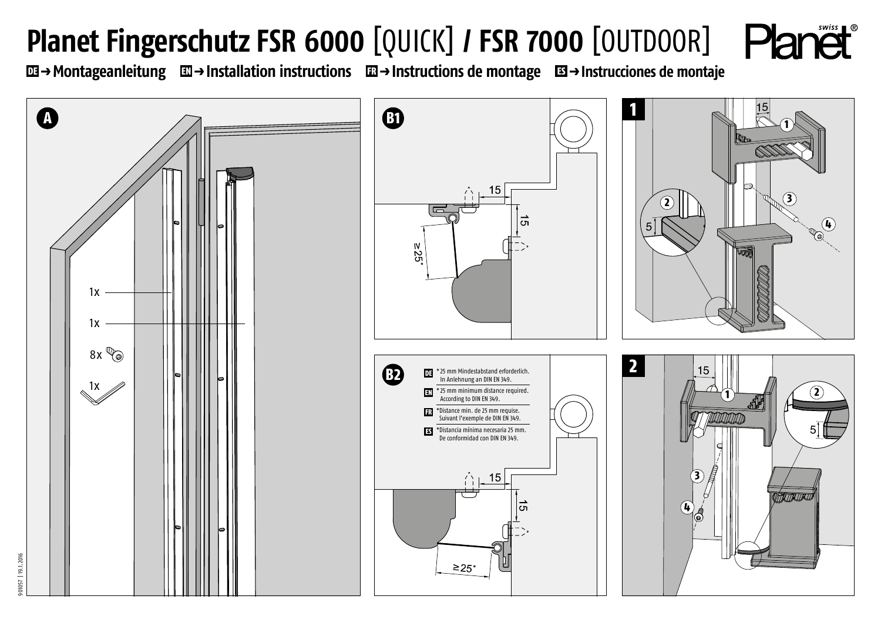# Planet Fingerschutz FSR 6000 [QUICK] / FSR 7000 [OUTDOOR]

**DE → Montageanleitung** **EN → Installation instructions** **FR → Instructions de montage** **ES → Instrucciones de montaje**

**A**

1x

1x

8x

1x

**B1**

15

15

≥25*

**B2**

DE *25 mm Mindestabstand erforderlich. In Anlehnung an DIN EN 349.

EN *25 mm minimum distance required. According to DIN EN 349.

FR *Distance min. de 25 mm requise. Suivant l'exemple de DIN EN 349.

ES *Distancia mínima necesaria 25 mm. De conformidad con DIN EN 349.

15

15

≥25*

**1**

15

5

**2**

15

5

901057 | 19.1.2016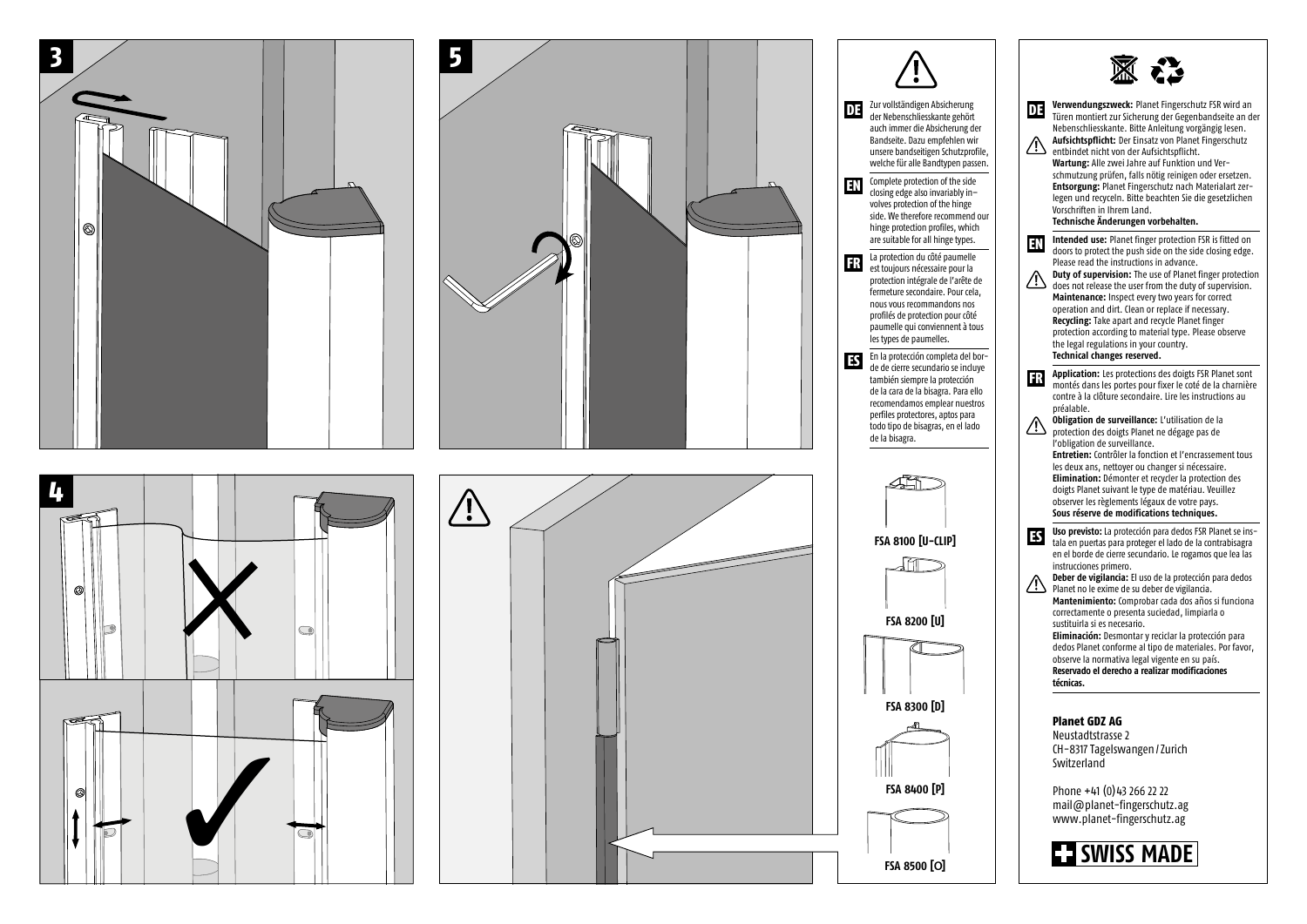3

5

4

DE Zur vollständigen Absicherung der Nebenschliesskante gehört auch immer die Absicherung der Bandseite. Dazu empfehlen wir unsere bandseitigen Schutzprofile, welche für alle Bandtypen passen.

EN Complete protection of the side closing edge also invariably involves protection of the hinge side. We therefore recommend our hinge protection profiles, which are suitable for all hinge types.

FR La protection du côté paumelle est toujours nécessaire pour la protection intégrale de l'arête de fermeture secondaire. Pour cela, nous vous recommandons nos profilés de protection pour côté paumelle qui conviennent à tous les types de paumelles.

ES En la protección completa del borde de cierre secundario se incluye también siempre la protección de la cara de la bisagra. Para ello recomendamos emplear nuestros perfiles protectores, aptos para todo tipo de bisagras, en el lado de la bisagra.

**FSA 8100 [U-CLIP]**

**FSA 8200 [U]**

**FSA 8300 [D]**

**FSA 8400 [P]**

**FSA 8500 [O]**

**DE**

**Verwendungszweck:** Planet Fingerschutz FSR wird an Türen montiert zur Sicherung der Gegenbandseite an der Nebenschliesskante. Bitte Anleitung vorgängig lesen.
**Aufsichtspflicht:** Der Einsatz von Planet Fingerschutz entbindet nicht von der Aufsichtspflicht.
**Wartung:** Alle zwei Jahre auf Funktion und Verschmutzung prüfen, falls nötig reinigen oder ersetzen.
**Entsorgung:** Planet Fingerschutz nach Materialart zerlegen und recyceln. Bitte beachten Sie die gesetzlichen Vorschriften in Ihrem Land.
**Technische Änderungen vorbehalten.**

**EN**

**Intended use:** Planet finger protection FSR is fitted on doors to protect the push side on the side closing edge. Please read the instructions in advance.
**Duty of supervision:** The use of Planet finger protection does not release the user from the duty of supervision.
**Maintenance:** Inspect every two years for correct operation and dirt. Clean or replace if necessary.
**Recycling:** Take apart and recycle Planet finger protection according to material type. Please observe the legal regulations in your country.
**Technical changes reserved.**

**FR**

**Application:** Les protections des doigts FSR Planet sont montés dans les portes pour fixer le coté de la charnière contre à la clôture secondaire. Lire les instructions au préalable.
**Obligation de surveillance:** L'utilisation de la protection des doigts Planet ne dégage pas de l'obligation de surveillance.
**Entretien:** Contrôler la fonction et l'encrassement tous les deux ans, nettoyer ou changer si nécessaire.
**Elimination:** Démonter et recycler la protection des doigts Planet suivant le type de matériau. Veuillez observer les règlements légaux de votre pays.
**Sous réserve de modifications techniques.**

**ES**

**Uso previsto:** La protección para dedos FSR Planet se instala en puertas para proteger el lado de la contrabisagra en el borde de cierre secundario. Le rogamos que lea las instrucciones primero.
**Deber de vigilancia:** El uso de la protección para dedos Planet no le exime de su deber de vigilancia.
**Mantenimiento:** Comprobar cada dos años si funciona correctamente o presenta suciedad, limpiarla o sustituirla si es necesario.
**Eliminación:** Desmontar y reciclar la protección para dedos Planet conforme al tipo de materiales. Por favor, observe la normativa legal vigente en su país.
**Reservado el derecho a realizar modificaciones técnicas.**

**Planet GDZ AG**
Neustadtstrasse 2
CH-8317 Tagelswangen / Zurich
Switzerland

Phone +41 (0) 43 266 22 22
mail@planet-fingerschutz.ag
www.planet-fingerschutz.ag

SWISS MADE